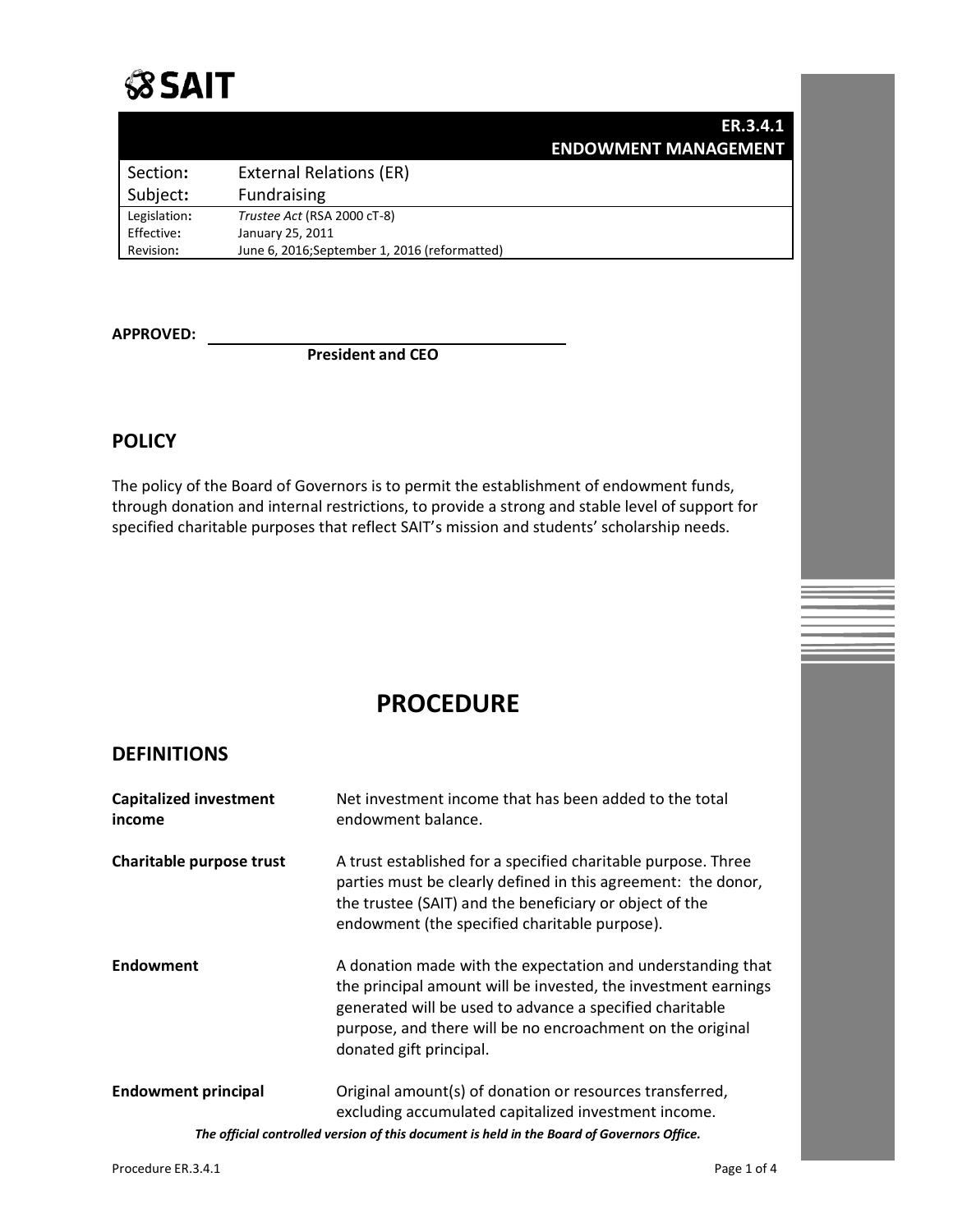**SAIT**

| | **ER.3.4.1 ENDOWMENT MANAGEMENT** |
|---|---|
| Section: | External Relations (ER) |
| Subject: | Fundraising |
| Legislation: | *Trustee Act* (RSA 2000 cT-8) |
| Effective: | January 25, 2011 |
| Revision: | June 6, 2016;September 1, 2016 (reformatted) |

**APPROVED:** ______________________________

**President and CEO**

## POLICY

The policy of the Board of Governors is to permit the establishment of endowment funds, through donation and internal restrictions, to provide a strong and stable level of support for specified charitable purposes that reflect SAIT's mission and students' scholarship needs.

# PROCEDURE

## DEFINITIONS

| | |
|---|---|
| **Capitalized investment income** | Net investment income that has been added to the total endowment balance. |
| **Charitable purpose trust** | A trust established for a specified charitable purpose. Three parties must be clearly defined in this agreement: the donor, the trustee (SAIT) and the beneficiary or object of the endowment (the specified charitable purpose). |
| **Endowment** | A donation made with the expectation and understanding that the principal amount will be invested, the investment earnings generated will be used to advance a specified charitable purpose, and there will be no encroachment on the original donated gift principal. |
| **Endowment principal** | Original amount(s) of donation or resources transferred, excluding accumulated capitalized investment income. |

*The official controlled version of this document is held in the Board of Governors Office.*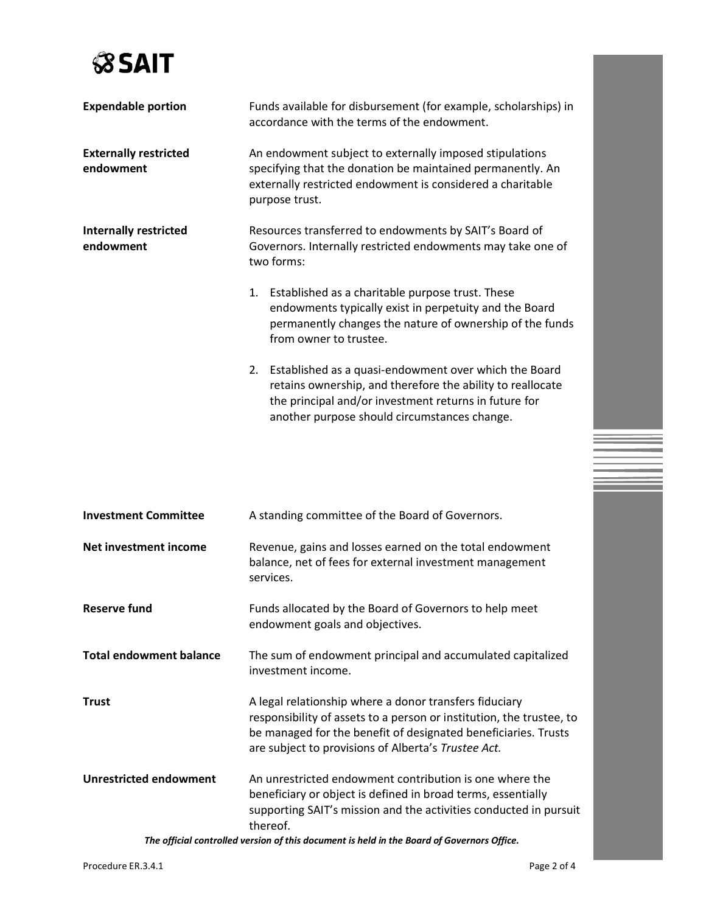| | |
|---|---|
| **Expendable portion** | Funds available for disbursement (for example, scholarships) in accordance with the terms of the endowment. |
| **Externally restricted endowment** | An endowment subject to externally imposed stipulations specifying that the donation be maintained permanently. An externally restricted endowment is considered a charitable purpose trust. |
| **Internally restricted endowment** | Resources transferred to endowments by SAIT's Board of Governors. Internally restricted endowments may take one of two forms:<br><br>1. Established as a charitable purpose trust. These endowments typically exist in perpetuity and the Board permanently changes the nature of ownership of the funds from owner to trustee.<br><br>2. Established as a quasi-endowment over which the Board retains ownership, and therefore the ability to reallocate the principal and/or investment returns in future for another purpose should circumstances change. |
| **Investment Committee** | A standing committee of the Board of Governors. |
| **Net investment income** | Revenue, gains and losses earned on the total endowment balance, net of fees for external investment management services. |
| **Reserve fund** | Funds allocated by the Board of Governors to help meet endowment goals and objectives. |
| **Total endowment balance** | The sum of endowment principal and accumulated capitalized investment income. |
| **Trust** | A legal relationship where a donor transfers fiduciary responsibility of assets to a person or institution, the trustee, to be managed for the benefit of designated beneficiaries. Trusts are subject to provisions of Alberta's *Trustee Act.* |
| **Unrestricted endowment** | An unrestricted endowment contribution is one where the beneficiary or object is defined in broad terms, essentially supporting SAIT's mission and the activities conducted in pursuit thereof. |

***The official controlled version of this document is held in the Board of Governors Office.***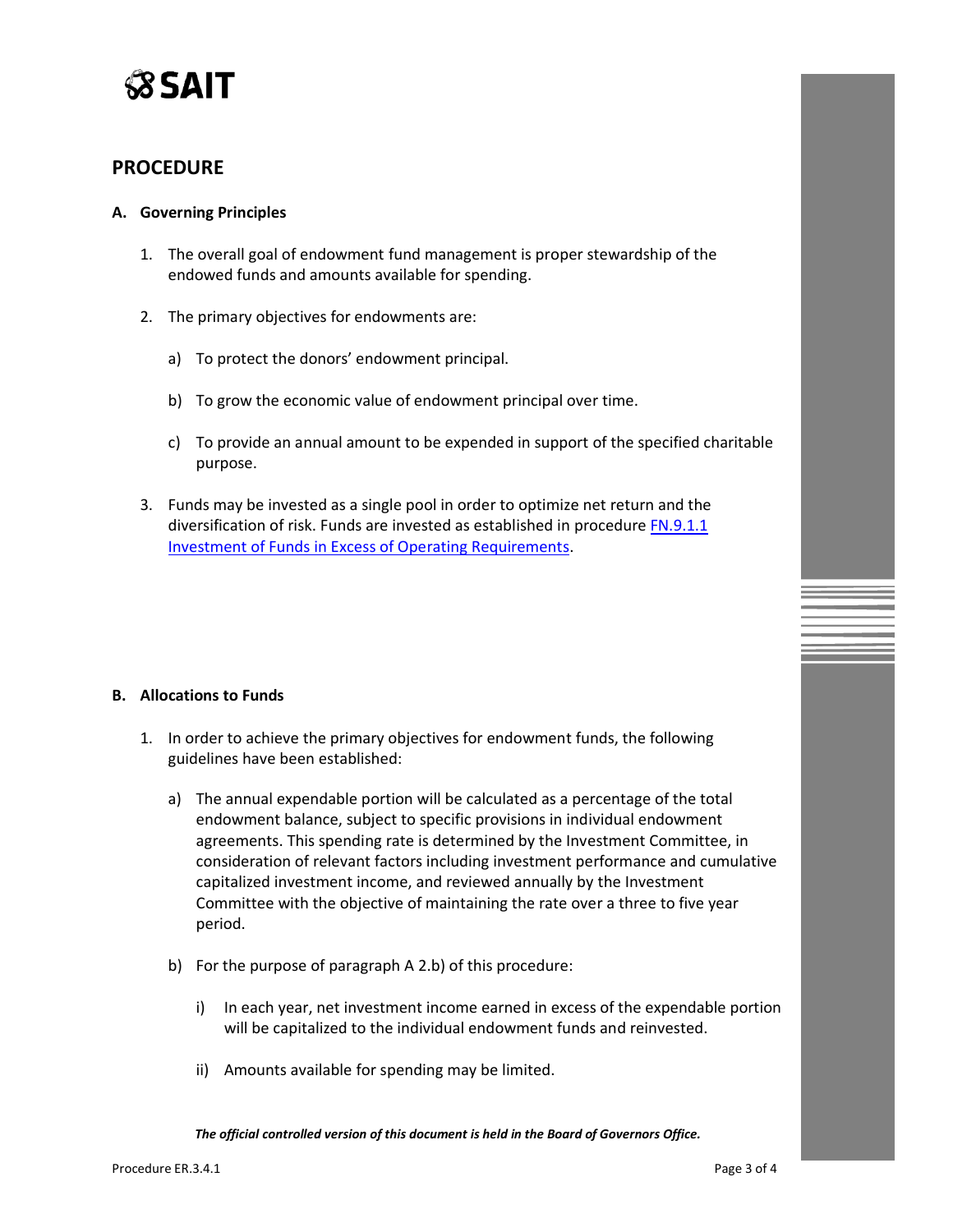## PROCEDURE

### A. Governing Principles

1. The overall goal of endowment fund management is proper stewardship of the endowed funds and amounts available for spending.

2. The primary objectives for endowments are:

   a) To protect the donors' endowment principal.

   b) To grow the economic value of endowment principal over time.

   c) To provide an annual amount to be expended in support of the specified charitable purpose.

3. Funds may be invested as a single pool in order to optimize net return and the diversification of risk. Funds are invested as established in procedure FN.9.1.1 Investment of Funds in Excess of Operating Requirements.

### B. Allocations to Funds

1. In order to achieve the primary objectives for endowment funds, the following guidelines have been established:

   a) The annual expendable portion will be calculated as a percentage of the total endowment balance, subject to specific provisions in individual endowment agreements. This spending rate is determined by the Investment Committee, in consideration of relevant factors including investment performance and cumulative capitalized investment income, and reviewed annually by the Investment Committee with the objective of maintaining the rate over a three to five year period.

   b) For the purpose of paragraph A 2.b) of this procedure:

      i) In each year, net investment income earned in excess of the expendable portion will be capitalized to the individual endowment funds and reinvested.

      ii) Amounts available for spending may be limited.

***The official controlled version of this document is held in the Board of Governors Office.***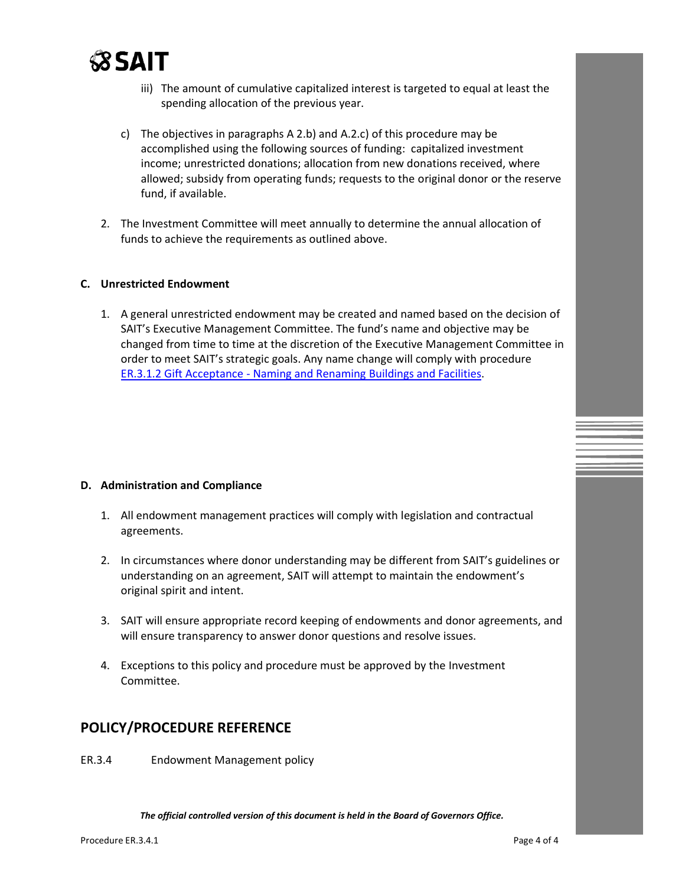iii) The amount of cumulative capitalized interest is targeted to equal at least the spending allocation of the previous year.

c) The objectives in paragraphs A 2.b) and A.2.c) of this procedure may be accomplished using the following sources of funding: capitalized investment income; unrestricted donations; allocation from new donations received, where allowed; subsidy from operating funds; requests to the original donor or the reserve fund, if available.

2. The Investment Committee will meet annually to determine the annual allocation of funds to achieve the requirements as outlined above.

**C. Unrestricted Endowment**

1. A general unrestricted endowment may be created and named based on the decision of SAIT's Executive Management Committee. The fund's name and objective may be changed from time to time at the discretion of the Executive Management Committee in order to meet SAIT's strategic goals. Any name change will comply with procedure ER.3.1.2 Gift Acceptance - Naming and Renaming Buildings and Facilities.

**D. Administration and Compliance**

1. All endowment management practices will comply with legislation and contractual agreements.

2. In circumstances where donor understanding may be different from SAIT's guidelines or understanding on an agreement, SAIT will attempt to maintain the endowment's original spirit and intent.

3. SAIT will ensure appropriate record keeping of endowments and donor agreements, and will ensure transparency to answer donor questions and resolve issues.

4. Exceptions to this policy and procedure must be approved by the Investment Committee.

## POLICY/PROCEDURE REFERENCE

ER.3.4 Endowment Management policy

*The official controlled version of this document is held in the Board of Governors Office.*